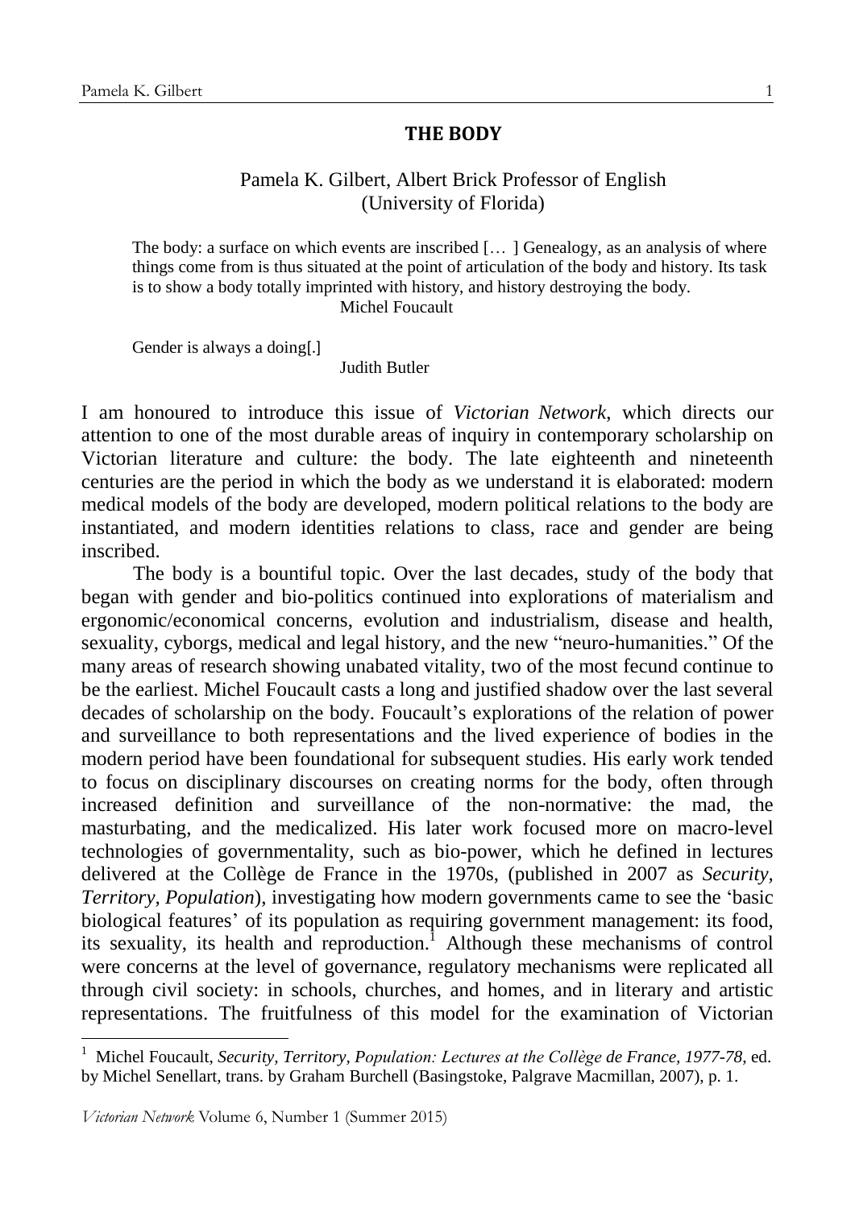# THE BODY

Pamela K. Gilbert, Albert Brick Professor of English
(University of Florida)

> The body: a surface on which events are inscribed [… ] Genealogy, as an analysis of where things come from is thus situated at the point of articulation of the body and history. Its task is to show a body totally imprinted with history, and history destroying the body.
>
> Michel Foucault

> Gender is always a doing[.]
>
> Judith Butler

I am honoured to introduce this issue of *Victorian Network*, which directs our attention to one of the most durable areas of inquiry in contemporary scholarship on Victorian literature and culture: the body. The late eighteenth and nineteenth centuries are the period in which the body as we understand it is elaborated: modern medical models of the body are developed, modern political relations to the body are instantiated, and modern identities relations to class, race and gender are being inscribed.

The body is a bountiful topic. Over the last decades, study of the body that began with gender and bio-politics continued into explorations of materialism and ergonomic/economical concerns, evolution and industrialism, disease and health, sexuality, cyborgs, medical and legal history, and the new "neuro-humanities." Of the many areas of research showing unabated vitality, two of the most fecund continue to be the earliest. Michel Foucault casts a long and justified shadow over the last several decades of scholarship on the body. Foucault's explorations of the relation of power and surveillance to both representations and the lived experience of bodies in the modern period have been foundational for subsequent studies. His early work tended to focus on disciplinary discourses on creating norms for the body, often through increased definition and surveillance of the non-normative: the mad, the masturbating, and the medicalized. His later work focused more on macro-level technologies of governmentality, such as bio-power, which he defined in lectures delivered at the Collège de France in the 1970s, (published in 2007 as *Security, Territory, Population*), investigating how modern governments came to see the 'basic biological features' of its population as requiring government management: its food, its sexuality, its health and reproduction.[1] Although these mechanisms of control were concerns at the level of governance, regulatory mechanisms were replicated all through civil society: in schools, churches, and homes, and in literary and artistic representations. The fruitfulness of this model for the examination of Victorian

[1] Michel Foucault, *Security, Territory, Population: Lectures at the Collège de France, 1977-78*, ed. by Michel Senellart, trans. by Graham Burchell (Basingstoke, Palgrave Macmillan, 2007), p. 1.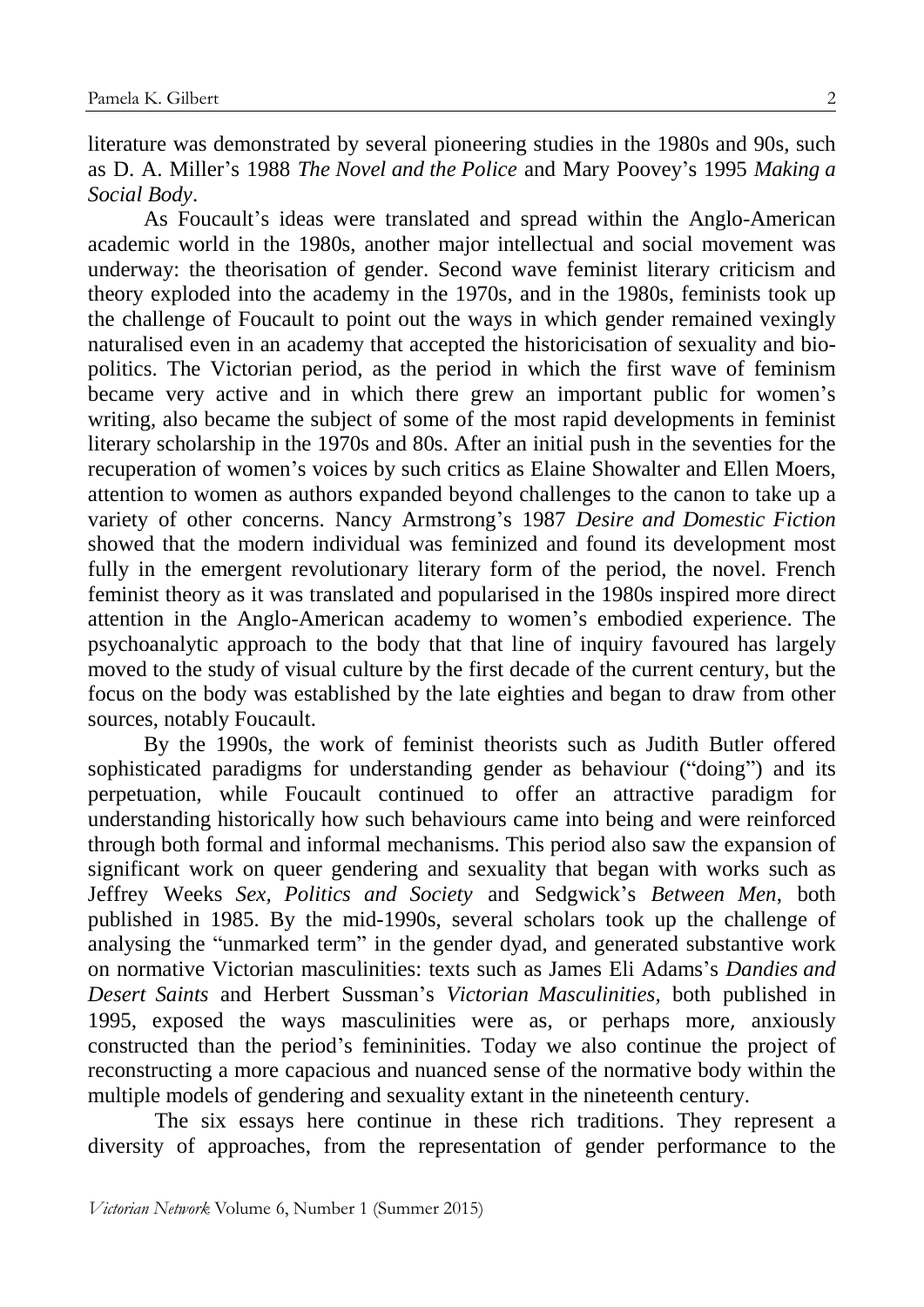literature was demonstrated by several pioneering studies in the 1980s and 90s, such as D. A. Miller's 1988 *The Novel and the Police* and Mary Poovey's 1995 *Making a Social Body*.

As Foucault's ideas were translated and spread within the Anglo-American academic world in the 1980s, another major intellectual and social movement was underway: the theorisation of gender. Second wave feminist literary criticism and theory exploded into the academy in the 1970s, and in the 1980s, feminists took up the challenge of Foucault to point out the ways in which gender remained vexingly naturalised even in an academy that accepted the historicisation of sexuality and bio-politics. The Victorian period, as the period in which the first wave of feminism became very active and in which there grew an important public for women's writing, also became the subject of some of the most rapid developments in feminist literary scholarship in the 1970s and 80s. After an initial push in the seventies for the recuperation of women's voices by such critics as Elaine Showalter and Ellen Moers, attention to women as authors expanded beyond challenges to the canon to take up a variety of other concerns. Nancy Armstrong's 1987 *Desire and Domestic Fiction* showed that the modern individual was feminized and found its development most fully in the emergent revolutionary literary form of the period, the novel. French feminist theory as it was translated and popularised in the 1980s inspired more direct attention in the Anglo-American academy to women's embodied experience. The psychoanalytic approach to the body that that line of inquiry favoured has largely moved to the study of visual culture by the first decade of the current century, but the focus on the body was established by the late eighties and began to draw from other sources, notably Foucault.

By the 1990s, the work of feminist theorists such as Judith Butler offered sophisticated paradigms for understanding gender as behaviour ("doing") and its perpetuation, while Foucault continued to offer an attractive paradigm for understanding historically how such behaviours came into being and were reinforced through both formal and informal mechanisms. This period also saw the expansion of significant work on queer gendering and sexuality that began with works such as Jeffrey Weeks *Sex, Politics and Society* and Sedgwick's *Between Men*, both published in 1985. By the mid-1990s, several scholars took up the challenge of analysing the "unmarked term" in the gender dyad, and generated substantive work on normative Victorian masculinities: texts such as James Eli Adams's *Dandies and Desert Saints* and Herbert Sussman's *Victorian Masculinities*, both published in 1995, exposed the ways masculinities were as, or perhaps more, anxiously constructed than the period's femininities. Today we also continue the project of reconstructing a more capacious and nuanced sense of the normative body within the multiple models of gendering and sexuality extant in the nineteenth century.

The six essays here continue in these rich traditions. They represent a diversity of approaches, from the representation of gender performance to the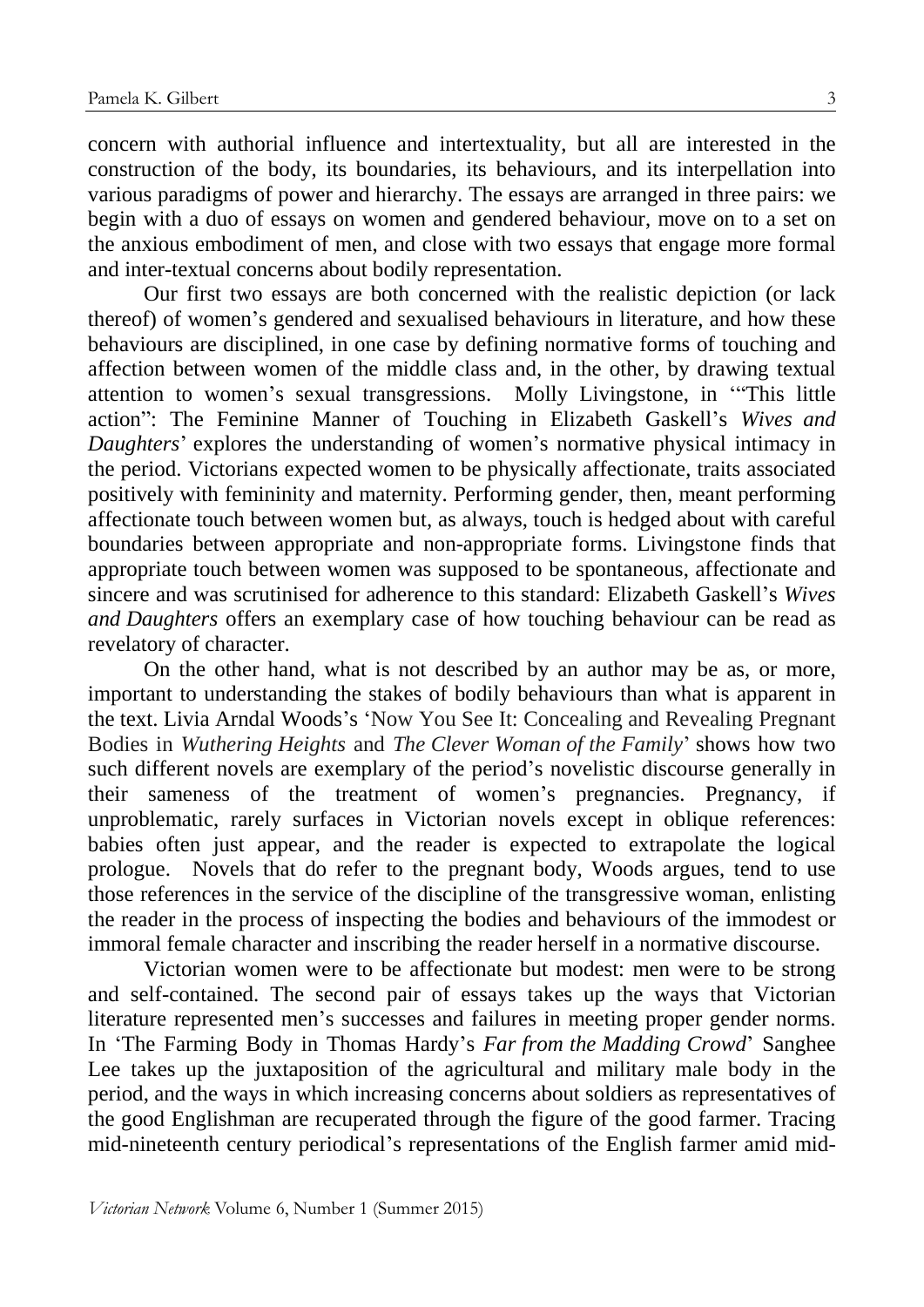concern with authorial influence and intertextuality, but all are interested in the construction of the body, its boundaries, its behaviours, and its interpellation into various paradigms of power and hierarchy. The essays are arranged in three pairs: we begin with a duo of essays on women and gendered behaviour, move on to a set on the anxious embodiment of men, and close with two essays that engage more formal and inter-textual concerns about bodily representation.

Our first two essays are both concerned with the realistic depiction (or lack thereof) of women's gendered and sexualised behaviours in literature, and how these behaviours are disciplined, in one case by defining normative forms of touching and affection between women of the middle class and, in the other, by drawing textual attention to women's sexual transgressions. Molly Livingstone, in '"This little action": The Feminine Manner of Touching in Elizabeth Gaskell's *Wives and Daughters*' explores the understanding of women's normative physical intimacy in the period. Victorians expected women to be physically affectionate, traits associated positively with femininity and maternity. Performing gender, then, meant performing affectionate touch between women but, as always, touch is hedged about with careful boundaries between appropriate and non-appropriate forms. Livingstone finds that appropriate touch between women was supposed to be spontaneous, affectionate and sincere and was scrutinised for adherence to this standard: Elizabeth Gaskell's *Wives and Daughters* offers an exemplary case of how touching behaviour can be read as revelatory of character.

On the other hand, what is not described by an author may be as, or more, important to understanding the stakes of bodily behaviours than what is apparent in the text. Livia Arndal Woods's 'Now You See It: Concealing and Revealing Pregnant Bodies in *Wuthering Heights* and *The Clever Woman of the Family*' shows how two such different novels are exemplary of the period's novelistic discourse generally in their sameness of the treatment of women's pregnancies. Pregnancy, if unproblematic, rarely surfaces in Victorian novels except in oblique references: babies often just appear, and the reader is expected to extrapolate the logical prologue. Novels that do refer to the pregnant body, Woods argues, tend to use those references in the service of the discipline of the transgressive woman, enlisting the reader in the process of inspecting the bodies and behaviours of the immodest or immoral female character and inscribing the reader herself in a normative discourse.

Victorian women were to be affectionate but modest: men were to be strong and self-contained. The second pair of essays takes up the ways that Victorian literature represented men's successes and failures in meeting proper gender norms. In 'The Farming Body in Thomas Hardy's *Far from the Madding Crowd*' Sanghee Lee takes up the juxtaposition of the agricultural and military male body in the period, and the ways in which increasing concerns about soldiers as representatives of the good Englishman are recuperated through the figure of the good farmer. Tracing mid-nineteenth century periodical's representations of the English farmer amid mid-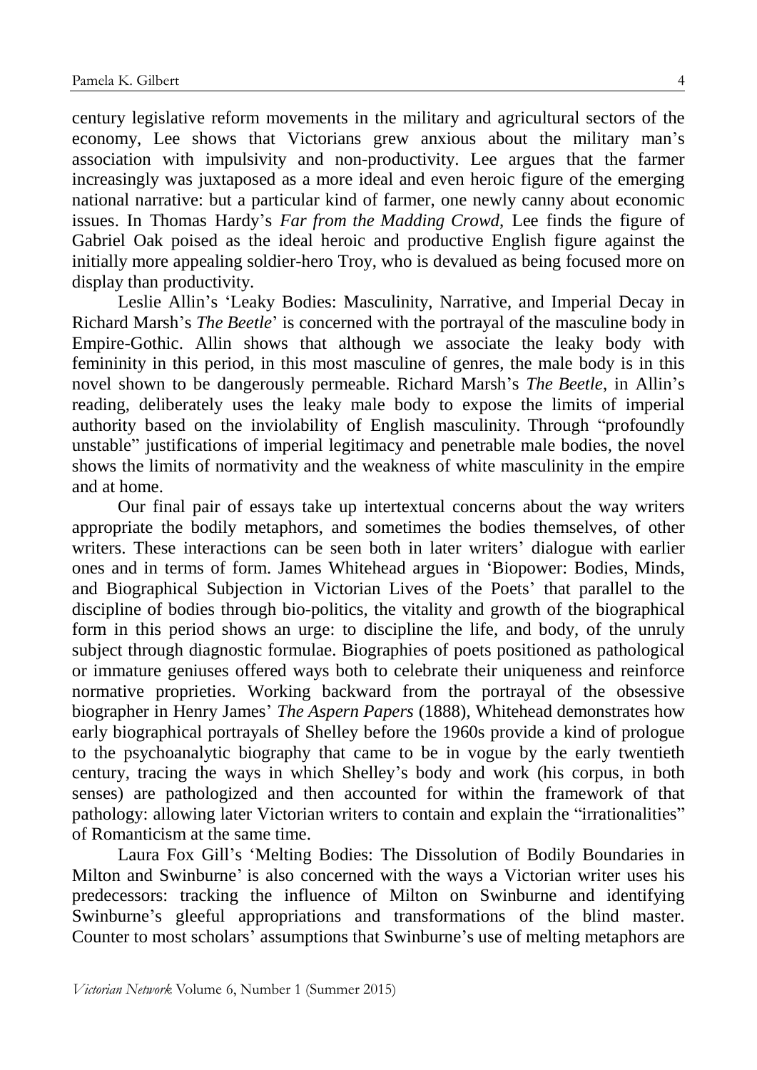century legislative reform movements in the military and agricultural sectors of the economy, Lee shows that Victorians grew anxious about the military man's association with impulsivity and non-productivity. Lee argues that the farmer increasingly was juxtaposed as a more ideal and even heroic figure of the emerging national narrative: but a particular kind of farmer, one newly canny about economic issues. In Thomas Hardy's *Far from the Madding Crowd*, Lee finds the figure of Gabriel Oak poised as the ideal heroic and productive English figure against the initially more appealing soldier-hero Troy, who is devalued as being focused more on display than productivity.

Leslie Allin's 'Leaky Bodies: Masculinity, Narrative, and Imperial Decay in Richard Marsh's *The Beetle*' is concerned with the portrayal of the masculine body in Empire-Gothic. Allin shows that although we associate the leaky body with femininity in this period, in this most masculine of genres, the male body is in this novel shown to be dangerously permeable. Richard Marsh's *The Beetle*, in Allin's reading, deliberately uses the leaky male body to expose the limits of imperial authority based on the inviolability of English masculinity. Through "profoundly unstable" justifications of imperial legitimacy and penetrable male bodies, the novel shows the limits of normativity and the weakness of white masculinity in the empire and at home.

Our final pair of essays take up intertextual concerns about the way writers appropriate the bodily metaphors, and sometimes the bodies themselves, of other writers. These interactions can be seen both in later writers' dialogue with earlier ones and in terms of form. James Whitehead argues in 'Biopower: Bodies, Minds, and Biographical Subjection in Victorian Lives of the Poets' that parallel to the discipline of bodies through bio-politics, the vitality and growth of the biographical form in this period shows an urge: to discipline the life, and body, of the unruly subject through diagnostic formulae. Biographies of poets positioned as pathological or immature geniuses offered ways both to celebrate their uniqueness and reinforce normative proprieties. Working backward from the portrayal of the obsessive biographer in Henry James' *The Aspern Papers* (1888), Whitehead demonstrates how early biographical portrayals of Shelley before the 1960s provide a kind of prologue to the psychoanalytic biography that came to be in vogue by the early twentieth century, tracing the ways in which Shelley's body and work (his corpus, in both senses) are pathologized and then accounted for within the framework of that pathology: allowing later Victorian writers to contain and explain the "irrationalities" of Romanticism at the same time.

Laura Fox Gill's 'Melting Bodies: The Dissolution of Bodily Boundaries in Milton and Swinburne' is also concerned with the ways a Victorian writer uses his predecessors: tracking the influence of Milton on Swinburne and identifying Swinburne's gleeful appropriations and transformations of the blind master. Counter to most scholars' assumptions that Swinburne's use of melting metaphors are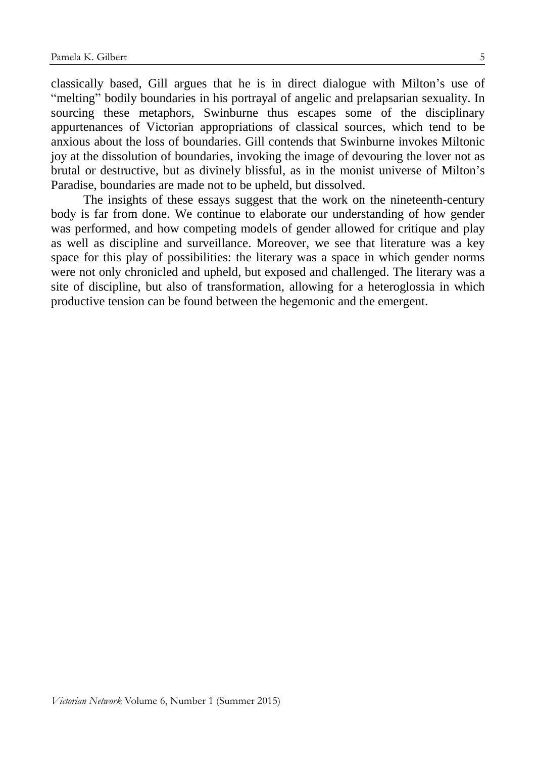classically based, Gill argues that he is in direct dialogue with Milton's use of "melting" bodily boundaries in his portrayal of angelic and prelapsarian sexuality. In sourcing these metaphors, Swinburne thus escapes some of the disciplinary appurtenances of Victorian appropriations of classical sources, which tend to be anxious about the loss of boundaries. Gill contends that Swinburne invokes Miltonic joy at the dissolution of boundaries, invoking the image of devouring the lover not as brutal or destructive, but as divinely blissful, as in the monist universe of Milton's Paradise, boundaries are made not to be upheld, but dissolved.

The insights of these essays suggest that the work on the nineteenth-century body is far from done. We continue to elaborate our understanding of how gender was performed, and how competing models of gender allowed for critique and play as well as discipline and surveillance. Moreover, we see that literature was a key space for this play of possibilities: the literary was a space in which gender norms were not only chronicled and upheld, but exposed and challenged. The literary was a site of discipline, but also of transformation, allowing for a heteroglossia in which productive tension can be found between the hegemonic and the emergent.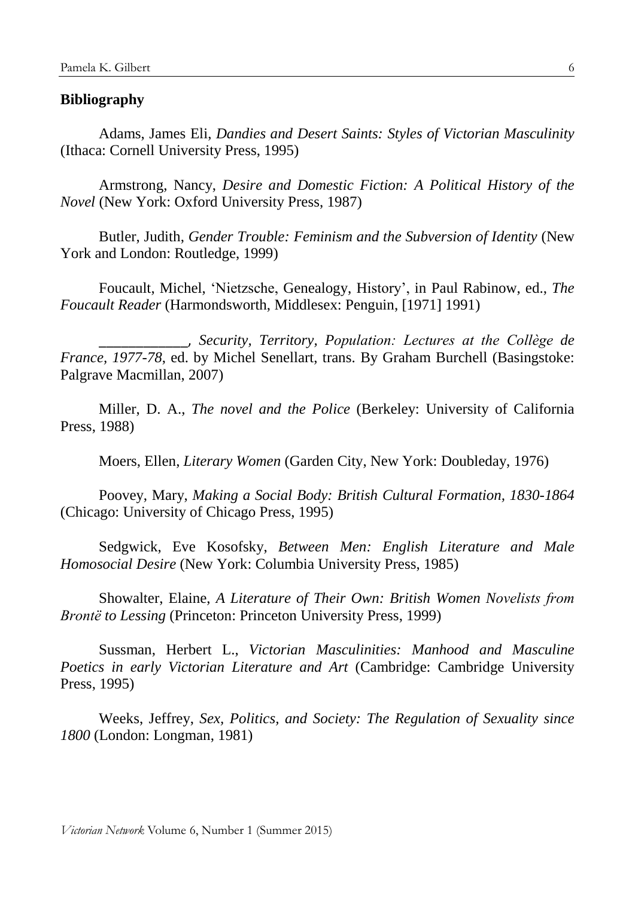**Bibliography**

Adams, James Eli, *Dandies and Desert Saints: Styles of Victorian Masculinity* (Ithaca: Cornell University Press, 1995)

Armstrong, Nancy, *Desire and Domestic Fiction: A Political History of the Novel* (New York: Oxford University Press, 1987)

Butler, Judith, *Gender Trouble: Feminism and the Subversion of Identity* (New York and London: Routledge, 1999)

Foucault, Michel, 'Nietzsche, Genealogy, History', in Paul Rabinow, ed., *The Foucault Reader* (Harmondsworth, Middlesex: Penguin, [1971] 1991)

___________, *Security, Territory, Population: Lectures at the Collège de France, 1977-78*, ed. by Michel Senellart, trans. By Graham Burchell (Basingstoke: Palgrave Macmillan, 2007)

Miller, D. A., *The novel and the Police* (Berkeley: University of California Press, 1988)

Moers, Ellen, *Literary Women* (Garden City, New York: Doubleday, 1976)

Poovey, Mary, *Making a Social Body: British Cultural Formation, 1830-1864* (Chicago: University of Chicago Press, 1995)

Sedgwick, Eve Kosofsky, *Between Men: English Literature and Male Homosocial Desire* (New York: Columbia University Press, 1985)

Showalter, Elaine, *A Literature of Their Own: British Women Novelists from Brontë to Lessing* (Princeton: Princeton University Press, 1999)

Sussman, Herbert L., *Victorian Masculinities: Manhood and Masculine Poetics in early Victorian Literature and Art* (Cambridge: Cambridge University Press, 1995)

Weeks, Jeffrey, *Sex, Politics, and Society: The Regulation of Sexuality since 1800* (London: Longman, 1981)